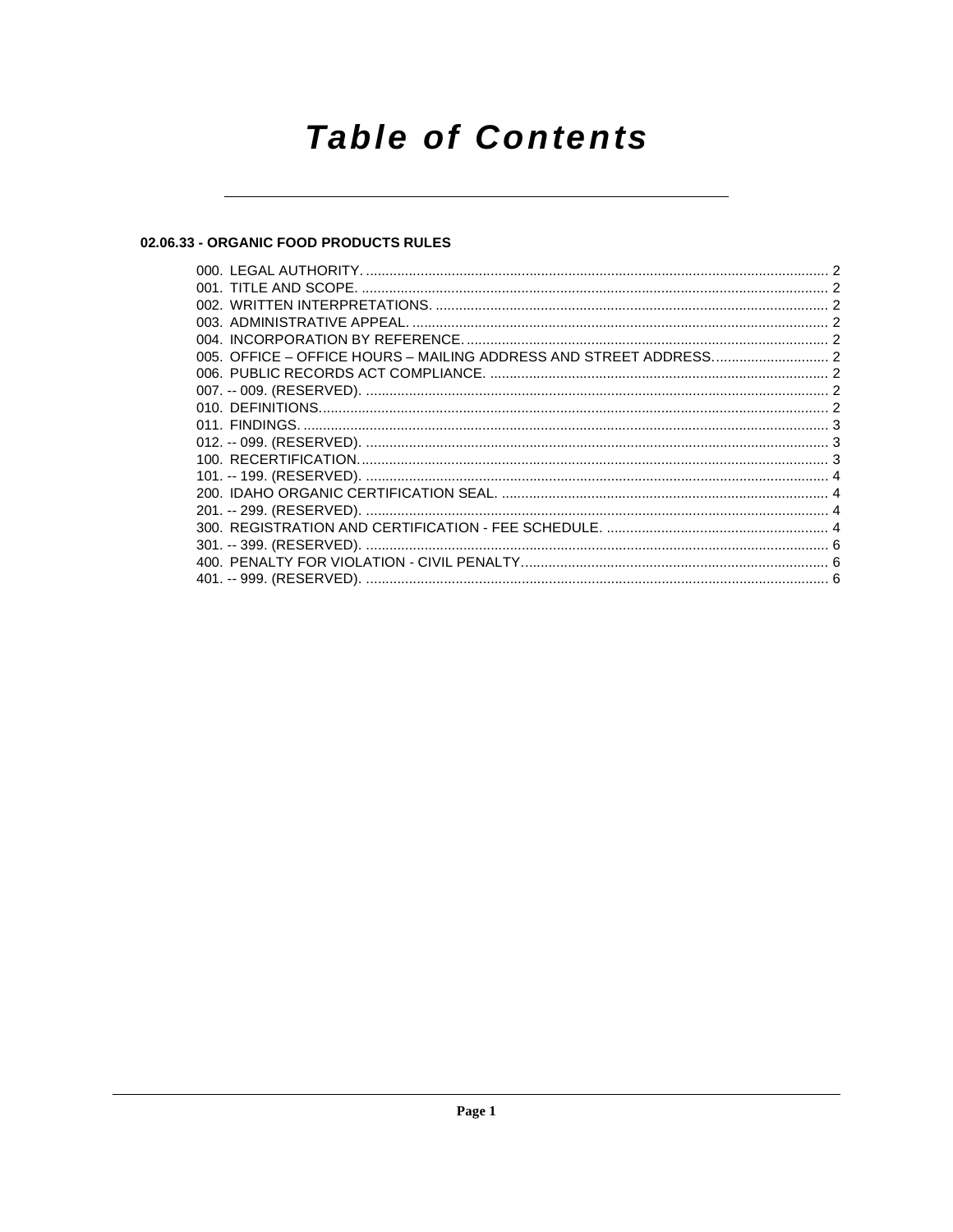# Table of Contents

## 02.06.33 - ORGANIC FOOD PRODUCTS RULES

000. LEGAL AUTHORITY. .......... 2
001. TITLE AND SCOPE. .......... 2
002. WRITTEN INTERPRETATIONS. .......... 2
003. ADMINISTRATIVE APPEAL. .......... 2
004. INCORPORATION BY REFERENCE. .......... 2
005. OFFICE – OFFICE HOURS – MAILING ADDRESS AND STREET ADDRESS. .......... 2
006. PUBLIC RECORDS ACT COMPLIANCE. .......... 2
007. -- 009. (RESERVED). .......... 2
010. DEFINITIONS. .......... 2
011. FINDINGS. .......... 3
012. -- 099. (RESERVED). .......... 3
100. RECERTIFICATION. .......... 3
101. -- 199. (RESERVED). .......... 4
200. IDAHO ORGANIC CERTIFICATION SEAL. .......... 4
201. -- 299. (RESERVED). .......... 4
300. REGISTRATION AND CERTIFICATION - FEE SCHEDULE. .......... 4
301. -- 399. (RESERVED). .......... 6
400. PENALTY FOR VIOLATION - CIVIL PENALTY. .......... 6
401. -- 999. (RESERVED). .......... 6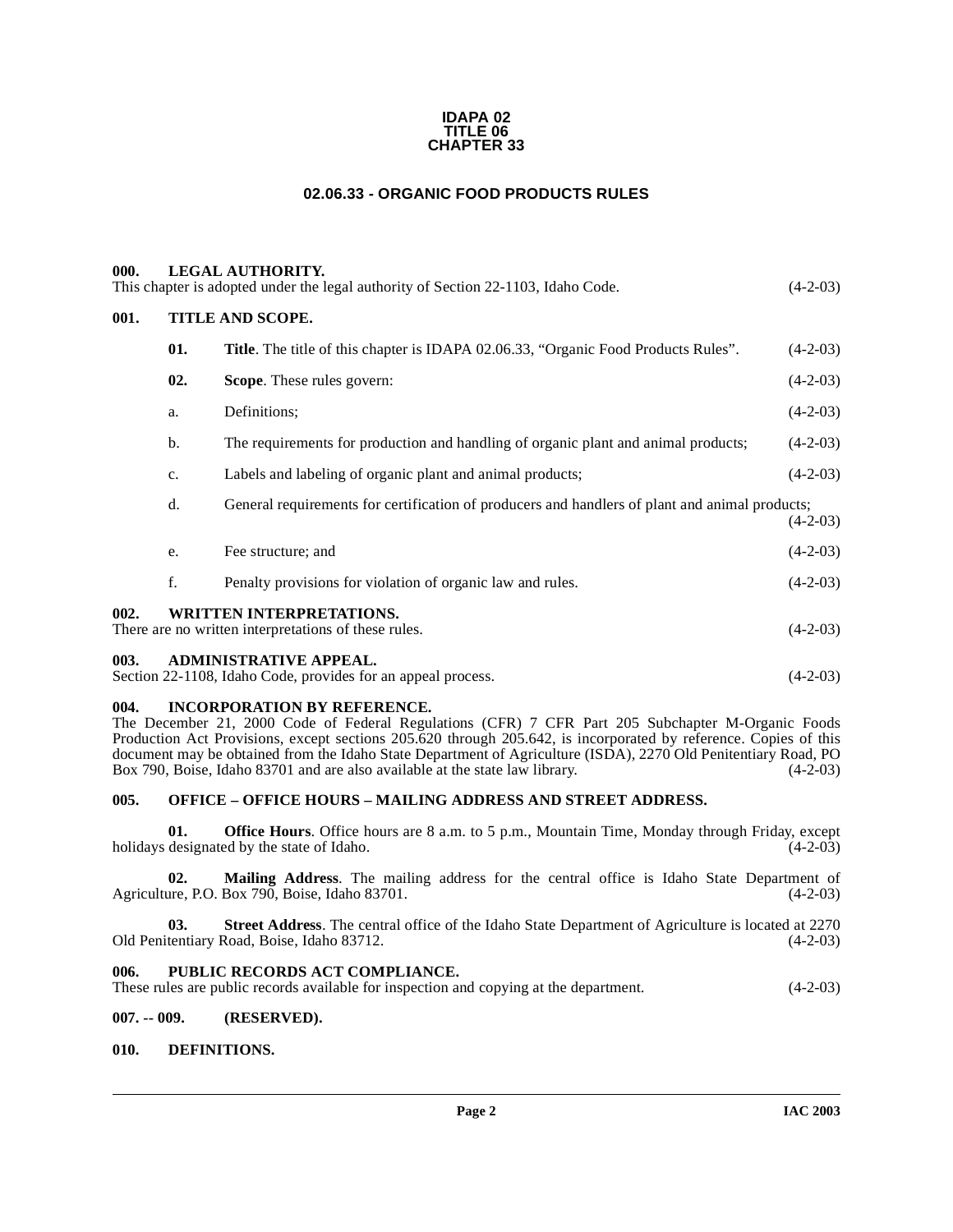**IDAPA 02**
**TITLE 06**
**CHAPTER 33**

# 02.06.33 - ORGANIC FOOD PRODUCTS RULES

**000. LEGAL AUTHORITY.**
This chapter is adopted under the legal authority of Section 22-1103, Idaho Code. (4-2-03)

**001. TITLE AND SCOPE.**

**01. Title**. The title of this chapter is IDAPA 02.06.33, "Organic Food Products Rules". (4-2-03)

**02. Scope**. These rules govern: (4-2-03)

a. Definitions; (4-2-03)

b. The requirements for production and handling of organic plant and animal products; (4-2-03)

c. Labels and labeling of organic plant and animal products; (4-2-03)

d. General requirements for certification of producers and handlers of plant and animal products; (4-2-03)

e. Fee structure; and (4-2-03)

f. Penalty provisions for violation of organic law and rules. (4-2-03)

**002. WRITTEN INTERPRETATIONS.**
There are no written interpretations of these rules. (4-2-03)

**003. ADMINISTRATIVE APPEAL.**
Section 22-1108, Idaho Code, provides for an appeal process. (4-2-03)

**004. INCORPORATION BY REFERENCE.**
The December 21, 2000 Code of Federal Regulations (CFR) 7 CFR Part 205 Subchapter M-Organic Foods Production Act Provisions, except sections 205.620 through 205.642, is incorporated by reference. Copies of this document may be obtained from the Idaho State Department of Agriculture (ISDA), 2270 Old Penitentiary Road, PO Box 790, Boise, Idaho 83701 and are also available at the state law library. (4-2-03)

**005. OFFICE – OFFICE HOURS – MAILING ADDRESS AND STREET ADDRESS.**

**01. Office Hours**. Office hours are 8 a.m. to 5 p.m., Mountain Time, Monday through Friday, except holidays designated by the state of Idaho. (4-2-03)

**02. Mailing Address**. The mailing address for the central office is Idaho State Department of Agriculture, P.O. Box 790, Boise, Idaho 83701. (4-2-03)

**03. Street Address**. The central office of the Idaho State Department of Agriculture is located at 2270 Old Penitentiary Road, Boise, Idaho 83712. (4-2-03)

**006. PUBLIC RECORDS ACT COMPLIANCE.**
These rules are public records available for inspection and copying at the department. (4-2-03)

**007. -- 009. (RESERVED).**

**010. DEFINITIONS.**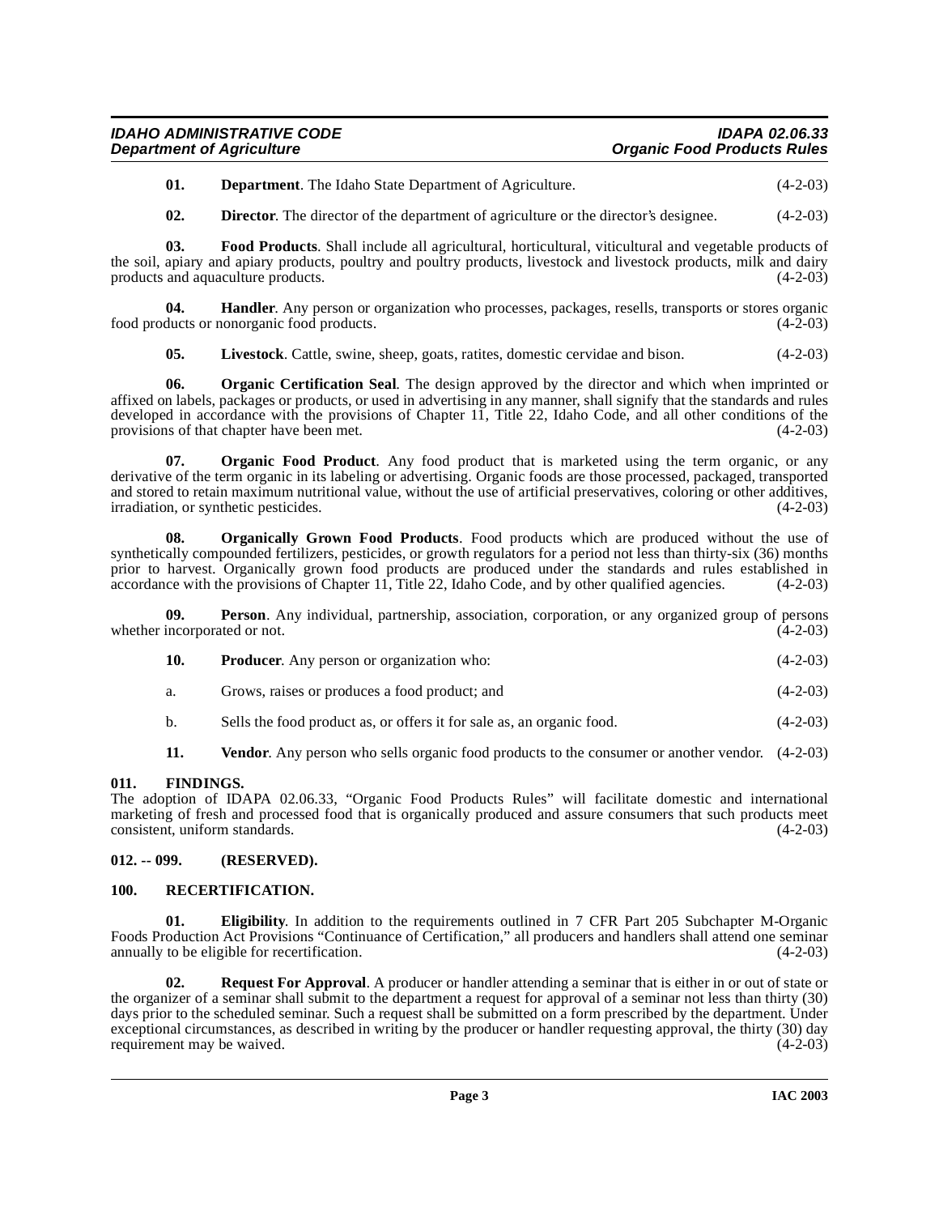**01. Department**. The Idaho State Department of Agriculture. (4-2-03)

**02. Director**. The director of the department of agriculture or the director's designee. (4-2-03)

**03. Food Products**. Shall include all agricultural, horticultural, viticultural and vegetable products of the soil, apiary and apiary products, poultry and poultry products, livestock and livestock products, milk and dairy products and aquaculture products. (4-2-03)

**04. Handler**. Any person or organization who processes, packages, resells, transports or stores organic food products or nonorganic food products. (4-2-03)

**05. Livestock**. Cattle, swine, sheep, goats, ratites, domestic cervidae and bison. (4-2-03)

**06. Organic Certification Seal**. The design approved by the director and which when imprinted or affixed on labels, packages or products, or used in advertising in any manner, shall signify that the standards and rules developed in accordance with the provisions of Chapter 11, Title 22, Idaho Code, and all other conditions of the provisions of that chapter have been met. (4-2-03)

**07. Organic Food Product**. Any food product that is marketed using the term organic, or any derivative of the term organic in its labeling or advertising. Organic foods are those processed, packaged, transported and stored to retain maximum nutritional value, without the use of artificial preservatives, coloring or other additives, irradiation, or synthetic pesticides. (4-2-03)

**08. Organically Grown Food Products**. Food products which are produced without the use of synthetically compounded fertilizers, pesticides, or growth regulators for a period not less than thirty-six (36) months prior to harvest. Organically grown food products are produced under the standards and rules established in accordance with the provisions of Chapter 11, Title 22, Idaho Code, and by other qualified agencies. (4-2-03)

**09. Person**. Any individual, partnership, association, corporation, or any organized group of persons whether incorporated or not. (4-2-03)

**10. Producer**. Any person or organization who: (4-2-03)

a. Grows, raises or produces a food product; and (4-2-03)

b. Sells the food product as, or offers it for sale as, an organic food. (4-2-03)

**11. Vendor**. Any person who sells organic food products to the consumer or another vendor. (4-2-03)

## 011. FINDINGS.

The adoption of IDAPA 02.06.33, "Organic Food Products Rules" will facilitate domestic and international marketing of fresh and processed food that is organically produced and assure consumers that such products meet consistent, uniform standards. (4-2-03)

## 012. -- 099. (RESERVED).

## 100. RECERTIFICATION.

**01. Eligibility**. In addition to the requirements outlined in 7 CFR Part 205 Subchapter M-Organic Foods Production Act Provisions "Continuance of Certification," all producers and handlers shall attend one seminar annually to be eligible for recertification. (4-2-03)

**02. Request For Approval**. A producer or handler attending a seminar that is either in or out of state or the organizer of a seminar shall submit to the department a request for approval of a seminar not less than thirty (30) days prior to the scheduled seminar. Such a request shall be submitted on a form prescribed by the department. Under exceptional circumstances, as described in writing by the producer or handler requesting approval, the thirty (30) day requirement may be waived. (4-2-03)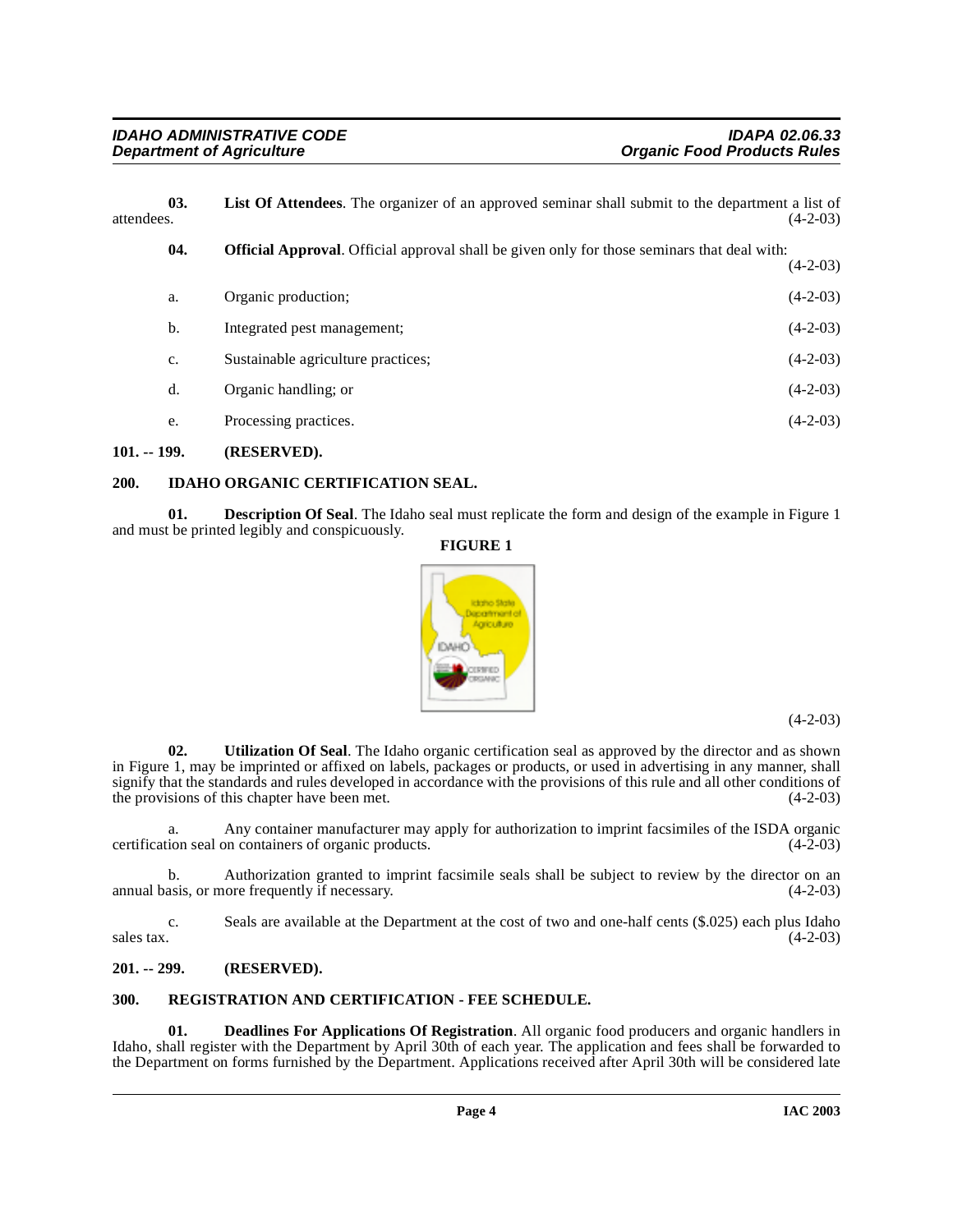**03. List Of Attendees**. The organizer of an approved seminar shall submit to the department a list of attendees. (4-2-03)

**04. Official Approval**. Official approval shall be given only for those seminars that deal with: (4-2-03)

a. Organic production; (4-2-03)

b. Integrated pest management; (4-2-03)

c. Sustainable agriculture practices; (4-2-03)

d. Organic handling; or (4-2-03)

e. Processing practices. (4-2-03)

## 101. -- 199. (RESERVED).

## 200. IDAHO ORGANIC CERTIFICATION SEAL.

**01. Description Of Seal**. The Idaho seal must replicate the form and design of the example in Figure 1 and must be printed legibly and conspicuously.

**FIGURE 1**

(4-2-03)

**02. Utilization Of Seal**. The Idaho organic certification seal as approved by the director and as shown in Figure 1, may be imprinted or affixed on labels, packages or products, or used in advertising in any manner, shall signify that the standards and rules developed in accordance with the provisions of this rule and all other conditions of the provisions of this chapter have been met. (4-2-03)

a. Any container manufacturer may apply for authorization to imprint facsimiles of the ISDA organic certification seal on containers of organic products. (4-2-03)

b. Authorization granted to imprint facsimile seals shall be subject to review by the director on an annual basis, or more frequently if necessary. (4-2-03)

c. Seals are available at the Department at the cost of two and one-half cents ($.025) each plus Idaho sales tax. (4-2-03)

## 201. -- 299. (RESERVED).

## 300. REGISTRATION AND CERTIFICATION - FEE SCHEDULE.

**01. Deadlines For Applications Of Registration**. All organic food producers and organic handlers in Idaho, shall register with the Department by April 30th of each year. The application and fees shall be forwarded to the Department on forms furnished by the Department. Applications received after April 30th will be considered late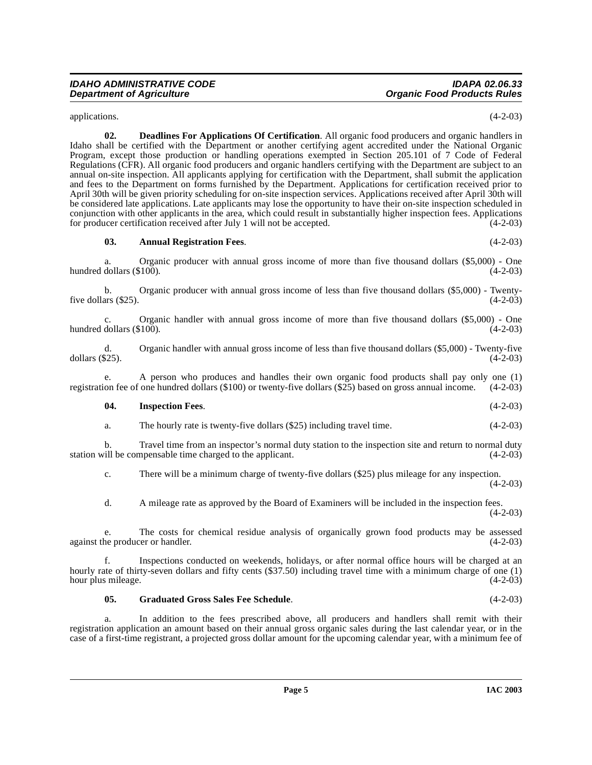applications. (4-2-03)

**02. Deadlines For Applications Of Certification**. All organic food producers and organic handlers in Idaho shall be certified with the Department or another certifying agent accredited under the National Organic Program, except those production or handling operations exempted in Section 205.101 of 7 Code of Federal Regulations (CFR). All organic food producers and organic handlers certifying with the Department are subject to an annual on-site inspection. All applicants applying for certification with the Department, shall submit the application and fees to the Department on forms furnished by the Department. Applications for certification received prior to April 30th will be given priority scheduling for on-site inspection services. Applications received after April 30th will be considered late applications. Late applicants may lose the opportunity to have their on-site inspection scheduled in conjunction with other applicants in the area, which could result in substantially higher inspection fees. Applications for producer certification received after July 1 will not be accepted. (4-2-03)

**03. Annual Registration Fees**. (4-2-03)

a. Organic producer with annual gross income of more than five thousand dollars ($5,000) - One hundred dollars ($100). (4-2-03)

b. Organic producer with annual gross income of less than five thousand dollars ($5,000) - Twenty-five dollars ($25). (4-2-03)

c. Organic handler with annual gross income of more than five thousand dollars ($5,000) - One hundred dollars ($100). (4-2-03)

d. Organic handler with annual gross income of less than five thousand dollars ($5,000) - Twenty-five dollars ($25). (4-2-03)

e. A person who produces and handles their own organic food products shall pay only one (1) registration fee of one hundred dollars ($100) or twenty-five dollars ($25) based on gross annual income. (4-2-03)

**04. Inspection Fees**. (4-2-03)

a. The hourly rate is twenty-five dollars ($25) including travel time. (4-2-03)

b. Travel time from an inspector's normal duty station to the inspection site and return to normal duty station will be compensable time charged to the applicant. (4-2-03)

c. There will be a minimum charge of twenty-five dollars ($25) plus mileage for any inspection. (4-2-03)

d. A mileage rate as approved by the Board of Examiners will be included in the inspection fees. (4-2-03)

e. The costs for chemical residue analysis of organically grown food products may be assessed against the producer or handler. (4-2-03)

f. Inspections conducted on weekends, holidays, or after normal office hours will be charged at an hourly rate of thirty-seven dollars and fifty cents ($37.50) including travel time with a minimum charge of one (1) hour plus mileage. (4-2-03)

**05. Graduated Gross Sales Fee Schedule**. (4-2-03)

a. In addition to the fees prescribed above, all producers and handlers shall remit with their registration application an amount based on their annual gross organic sales during the last calendar year, or in the case of a first-time registrant, a projected gross dollar amount for the upcoming calendar year, with a minimum fee of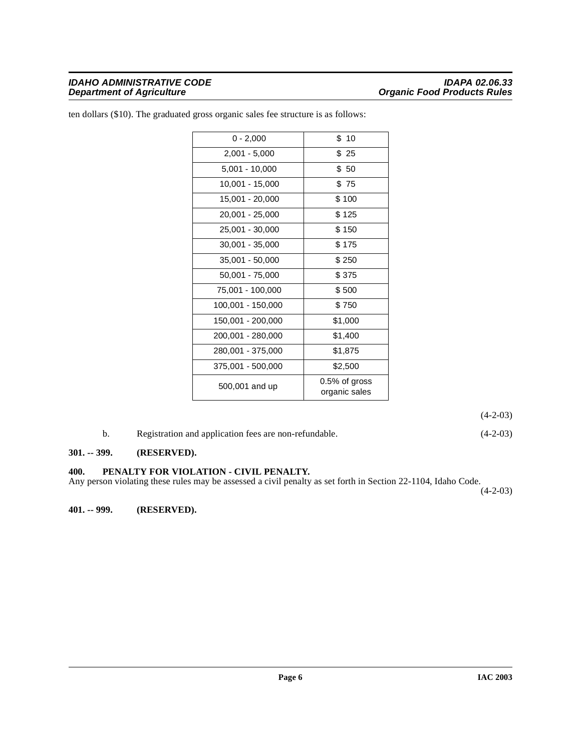ten dollars ($10). The graduated gross organic sales fee structure is as follows:

| | |
|---|---|
| 0 - 2,000 | $ 10 |
| 2,001 - 5,000 | $ 25 |
| 5,001 - 10,000 | $ 50 |
| 10,001 - 15,000 | $ 75 |
| 15,001 - 20,000 | $ 100 |
| 20,001 - 25,000 | $ 125 |
| 25,001 - 30,000 | $ 150 |
| 30,001 - 35,000 | $ 175 |
| 35,001 - 50,000 | $ 250 |
| 50,001 - 75,000 | $ 375 |
| 75,001 - 100,000 | $ 500 |
| 100,001 - 150,000 | $ 750 |
| 150,001 - 200,000 | $1,000 |
| 200,001 - 280,000 | $1,400 |
| 280,001 - 375,000 | $1,875 |
| 375,001 - 500,000 | $2,500 |
| 500,001 and up | 0.5% of gross organic sales |

(4-2-03)

b. Registration and application fees are non-refundable. (4-2-03)

**301. -- 399. (RESERVED).**

**400. PENALTY FOR VIOLATION - CIVIL PENALTY.**

Any person violating these rules may be assessed a civil penalty as set forth in Section 22-1104, Idaho Code. (4-2-03)

**401. -- 999. (RESERVED).**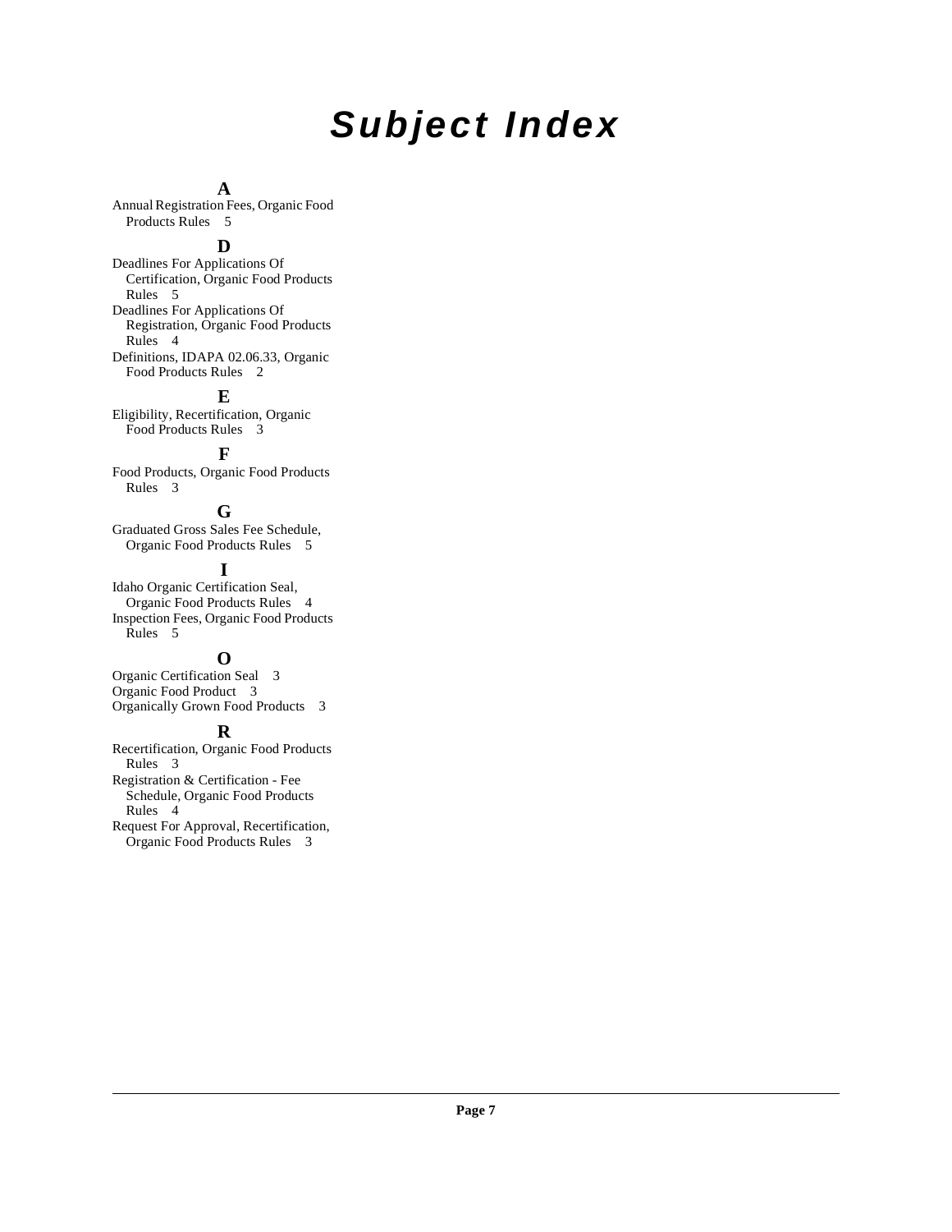# Subject Index

## A

Annual Registration Fees, Organic Food Products Rules 5

## D

Deadlines For Applications Of Certification, Organic Food Products Rules 5

Deadlines For Applications Of Registration, Organic Food Products Rules 4

Definitions, IDAPA 02.06.33, Organic Food Products Rules 2

## E

Eligibility, Recertification, Organic Food Products Rules 3

## F

Food Products, Organic Food Products Rules 3

## G

Graduated Gross Sales Fee Schedule, Organic Food Products Rules 5

## I

Idaho Organic Certification Seal, Organic Food Products Rules 4

Inspection Fees, Organic Food Products Rules 5

## O

Organic Certification Seal 3

Organic Food Product 3

Organically Grown Food Products 3

## R

Recertification, Organic Food Products Rules 3

Registration & Certification - Fee Schedule, Organic Food Products Rules 4

Request For Approval, Recertification, Organic Food Products Rules 3